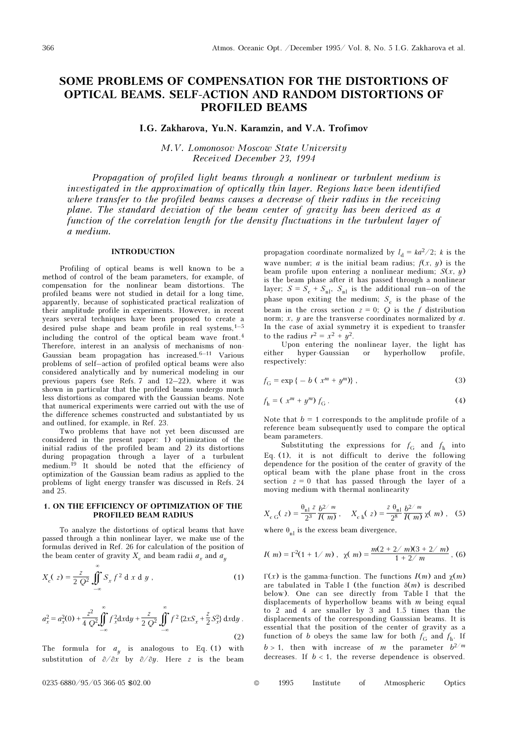# SOME PROBLEMS OF COMPENSATION FOR THE DISTORTIONS OF OPTICAL BEAMS. SELF-ACTION AND RANDOM DISTORTIONS OF PROFILED BEAMS

**I.G. Zakharova, Yu.N. Karamzin, and V.A. Trofimov**

*M.V. Lomonosov Moscow State University*
*Received December 23, 1994*

*Propagation of profiled light beams through a nonlinear or turbulent medium is investigated in the approximation of optically thin layer. Regions have been identified where transfer to the profiled beams causes a decrease of their radius in the receiving plane. The standard deviation of the beam center of gravity has been derived as a function of the correlation length for the density fluctuations in the turbulent layer of a medium.*

## INTRODUCTION

Profiling of optical beams is well known to be a method of control of the beam parameters, for example, of compensation for the nonlinear beam distortions. The profiled beams were not studied in detail for a long time, apparently, because of sophisticated practical realization of their amplitude profile in experiments. However, in recent years several techniques have been proposed to create a desired pulse shape and beam profile in real systems,[1–5] including the control of the optical beam wave front.[4] Therefore, interest in an analysis of mechanisms of non-Gaussian beam propagation has increased.[6–11] Various problems of self–action of profiled optical beams were also considered analytically and by numerical modeling in our previous papers (see Refs. 7 and 12–22), where it was shown in particular that the profiled beams undergo much less distortions as compared with the Gaussian beams. Note that numerical experiments were carried out with the use of the difference schemes constructed and substantiated by us and outlined, for example, in Ref. 23.

Two problems that have not yet been discussed are considered in the present paper: 1) optimization of the initial radius of the profiled beam and 2) its distortions during propagation through a layer of a turbulent medium.[19] It should be noted that the efficiency of optimization of the Gaussian beam radius as applied to the problems of light energy transfer was discussed in Refs. 24 and 25.

## 1. ON THE EFFICIENCY OF OPTIMIZATION OF THE PROFILED BEAM RADIUS

To analyze the distortions of optical beams that have passed through a thin nonlinear layer, we make use of the formulas derived in Ref. 26 for calculation of the position of the beam center of gravity $X_c$ and beam radii $a_x$ and $a_y$

$$X_c(z) = \frac{z}{2\,Q^2}\iint\limits_{-\infty}^{\infty} S_x\, f^2\, \mathrm{d}x\, \mathrm{d}y\,, \tag{1}$$

$$a_x^2 = a_x^2(0) + \frac{z^2}{4\,Q^2}\iint\limits_{-\infty}^{\infty} f_x^2 \mathrm{d}x\mathrm{d}y + \frac{z}{2\,Q^2}\iint\limits_{-\infty}^{\infty} f^2\,\{2xS_x + \frac{z}{2}S_x^2\}\,\mathrm{d}x\mathrm{d}y\,. \tag{2}$$

The formula for $a_y$ is analogous to Eq. (1) with substitution of $\partial/\partial x$ by $\partial/\partial y$. Here $z$ is the beam propagation coordinate normalized by $l_\mathrm{d} = ka^2/2$; $k$ is the wave number; $a$ is the initial beam radius; $f(x, y)$ is the beam profile upon entering a nonlinear medium; $S(x, y)$ is the beam phase after it has passed through a nonlinear layer; $S = S_\mathrm{c} + S_\mathrm{nl}$, $S_\mathrm{nl}$ is the additional run–on of the phase upon exiting the medium; $S_\mathrm{c}$ is the phase of the beam in the cross section $z = 0$; $Q$ is the $f$ distribution norm; $x$, $y$ are the transverse coordinates normalized by $a$. In the case of axial symmetry it is expedient to transfer to the radius $r^2 = x^2 + y^2$.

Upon entering the nonlinear layer, the light has either hyper-Gaussian or hyperhollow profile, respectively:

$$f_\mathrm{G} = \exp\{-b\,(x^m + y^m)\}\,, \tag{3}$$

$$f_\mathrm{h} = (x^m + y^m)\,f_\mathrm{G}\,. \tag{4}$$

Note that $b = 1$ corresponds to the amplitude profile of a reference beam subsequently used to compare the optical beam parameters.

Substituting the expressions for $f_\mathrm{G}$ and $f_\mathrm{h}$ into Eq. (1), it is not difficult to derive the following dependence for the position of the center of gravity of the optical beam with the plane phase front in the cross section $z = 0$ that has passed through the layer of a moving medium with thermal nonlinearity

$$X_{\mathrm{c\,G}}(z) = \frac{\theta_\mathrm{nl}\,z}{2^3}\,\frac{b^{2/m}}{I(m)}\,, \quad X_{\mathrm{c\,h}}(z) = \frac{z\,\theta_\mathrm{nl}}{2^8}\,\frac{b^{2/m}}{I(m)}\,\chi(m)\,, \tag{5}$$

where $\theta_\mathrm{nl}$ is the excess beam divergence,

$$I(m) = \Gamma^2(1 + 1/m)\,, \quad \chi(m) = \frac{m(2 + 2/m)(3 + 2/m)}{1 + 2/m}\,, \tag{6}$$

$\Gamma(x)$ is the gamma-function. The functions $I(m)$ and $\chi(m)$ are tabulated in Table I (the function $\delta(m)$ is described below). One can see directly from Table I that the displacements of hyperhollow beams with $m$ being equal to 2 and 4 are smaller by 3 and 1.5 times than the displacements of the corresponding Gaussian beams. It is essential that the position of the center of gravity as a function of $b$ obeys the same law for both $f_\mathrm{G}$ and $f_\mathrm{h}$. If $b > 1$, then with increase of $m$ the parameter $b^{2/m}$ decreases. If $b < 1$, the reverse dependence is observed.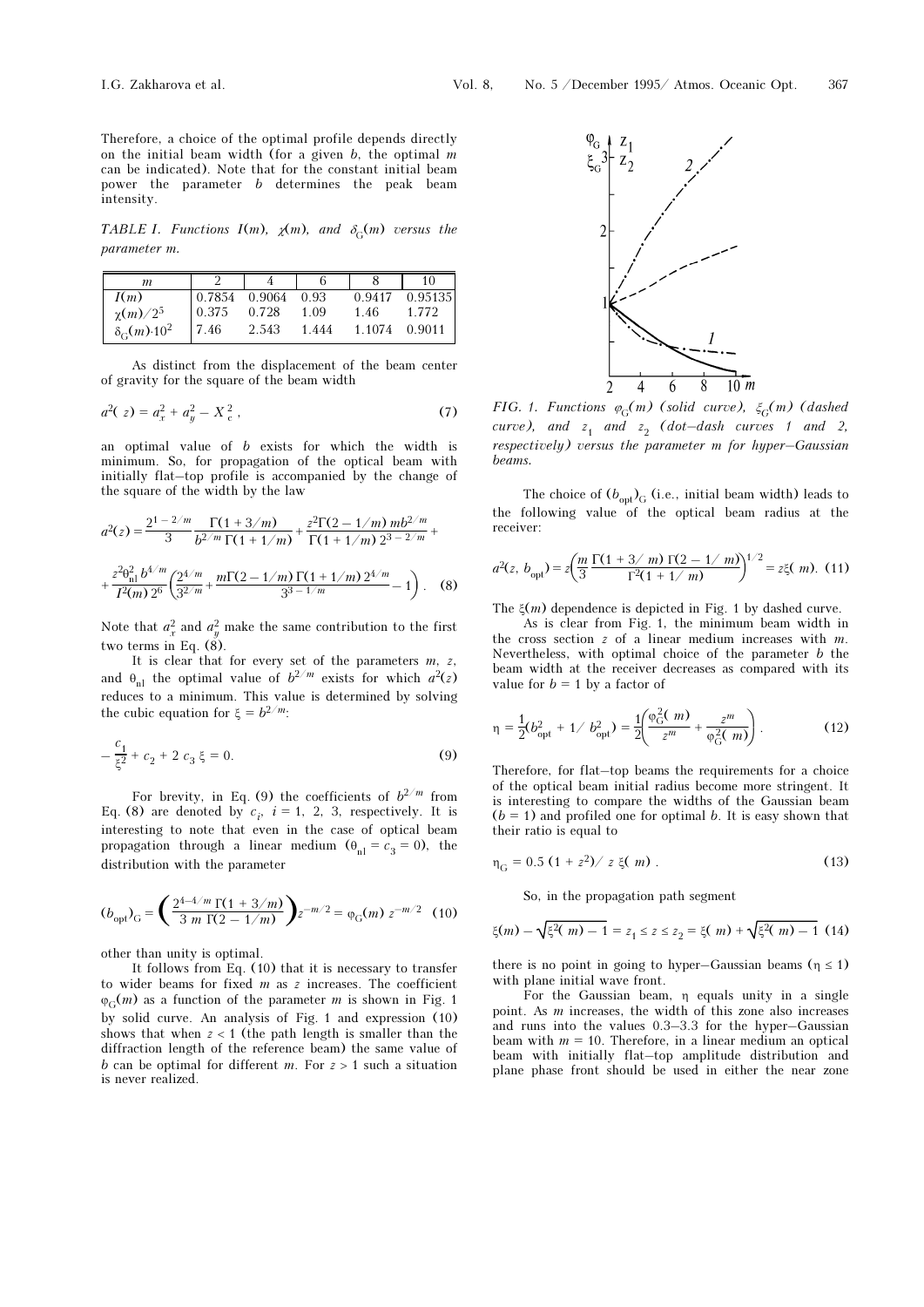Therefore, a choice of the optimal profile depends directly on the initial beam width (for a given $b$, the optimal $m$ can be indicated). Note that for the constant initial beam power the parameter $b$ determines the peak beam intensity.

*TABLE I. Functions $I(m)$, $\chi(m)$, and $\delta_G(m)$ versus the parameter $m$.*

| $m$ | 2 | 4 | 6 | 8 | 10 |
|---|---|---|---|---|---|
| $I(m)$ | 0.7854 | 0.9064 | 0.93 | 0.9417 | 0.95135 |
| $\chi(m)/2^5$ | 0.375 | 0.728 | 1.09 | 1.46 | 1.772 |
| $\delta_G(m)\cdot 10^2$ | 7.46 | 2.543 | 1.444 | 1.1074 | 0.9011 |

As distinct from the displacement of the beam center of gravity for the square of the beam width

$$a^2(z) = a_x^2 + a_y^2 - X_c^2 , \tag{7}$$

an optimal value of $b$ exists for which the width is minimum. So, for propagation of the optical beam with initially flat–top profile is accompanied by the change of the square of the width by the law

$$a^2(z) = \frac{2^{1-2/m}}{3} \frac{\Gamma(1+3/m)}{b^{2/m}\,\Gamma(1+1/m)} + \frac{z^2\Gamma(2-1/m)\, m b^{2/m}}{\Gamma(1+1/m)\, 2^{3-2/m}} +$$

$$+ \frac{z^2\theta_{nl}^2\, b^{4/m}}{I^2(m)\, 2^6}\left(\frac{2^{4/m}}{3^{2/m}} + \frac{m\Gamma(2-1/m)\,\Gamma(1+1/m)\, 2^{4/m}}{3^{3-1/m}} - 1\right). \tag{8}$$

Note that $a_x^2$ and $a_y^2$ make the same contribution to the first two terms in Eq. (8).

It is clear that for every set of the parameters $m$, $z$, and $\theta_{nl}$ the optimal value of $b^{2/m}$ exists for which $a^2(z)$ reduces to a minimum. This value is determined by solving the cubic equation for $\xi = b^{2/m}$:

$$-\frac{c_1}{\xi^2} + c_2 + 2\, c_3\, \xi = 0. \tag{9}$$

For brevity, in Eq. (9) the coefficients of $b^{2/m}$ from Eq. (8) are denoted by $c_i$, $i = 1, 2, 3$, respectively. It is interesting to note that even in the case of optical beam propagation through a linear medium ($\theta_{nl} = c_3 = 0$), the distribution with the parameter

$$(b_{\text{opt}})_G = \left(\frac{2^{4-4/m}\,\Gamma(1+3/m)}{3\, m\, \Gamma(2-1/m)}\right) z^{-m/2} = \varphi_G(m)\, z^{-m/2} \tag{10}$$

other than unity is optimal.

It follows from Eq. (10) that it is necessary to transfer to wider beams for fixed $m$ as $z$ increases. The coefficient $\varphi_G(m)$ as a function of the parameter $m$ is shown in Fig. 1 by solid curve. An analysis of Fig. 1 and expression (10) shows that when $z < 1$ (the path length is smaller than the diffraction length of the reference beam) the same value of $b$ can be optimal for different $m$. For $z > 1$ such a situation is never realized.

$\varphi_G$ $z_1$
$\xi_G$ 3 $z_2$
2
1
2 4 6 8 10 $m$
2
1

*FIG. 1. Functions $\varphi_G(m)$ (solid curve), $\xi_G(m)$ (dashed curve), and $z_1$ and $z_2$ (dot–dash curves 1 and 2, respectively) versus the parameter $m$ for hyper–Gaussian beams.*

The choice of $(b_{\text{opt}})_G$ (i.e., initial beam width) leads to the following value of the optical beam radius at the receiver:

$$a^2(z, b_{\text{opt}}) = z\left(\frac{m}{3}\frac{\Gamma(1+3/m)\,\Gamma(2-1/m)}{\Gamma^2(1+1/m)}\right)^{1/2} = z\xi(m). \tag{11}$$

The $\xi(m)$ dependence is depicted in Fig. 1 by dashed curve.

As is clear from Fig. 1, the minimum beam width in the cross section $z$ of a linear medium increases with $m$. Nevertheless, with optimal choice of the parameter $b$ the beam width at the receiver decreases as compared with its value for $b = 1$ by a factor of

$$\eta = \frac{1}{2}(b_{\text{opt}}^2 + 1/b_{\text{opt}}^2) = \frac{1}{2}\left(\frac{\varphi_G^2(m)}{z^m} + \frac{z^m}{\varphi_G^2(m)}\right). \tag{12}$$

Therefore, for flat–top beams the requirements for a choice of the optical beam initial radius become more stringent. It is interesting to compare the widths of the Gaussian beam ($b = 1$) and profiled one for optimal $b$. It is easy shown that their ratio is equal to

$$\eta_G = 0.5\,(1 + z^2)/\,z\,\xi(m)\,. \tag{13}$$

So, in the propagation path segment

$$\xi(m) - \sqrt{\xi^2(m) - 1} = z_1 \le z \le z_2 = \xi(m) + \sqrt{\xi^2(m) - 1} \tag{14}$$

there is no point in going to hyper–Gaussian beams ($\eta \le 1$) with plane initial wave front.

For the Gaussian beam, $\eta$ equals unity in a single point. As $m$ increases, the width of this zone also increases and runs into the values 0.3–3.3 for the hyper–Gaussian beam with $m = 10$. Therefore, in a linear medium an optical beam with initially flat–top amplitude distribution and plane phase front should be used in either the near zone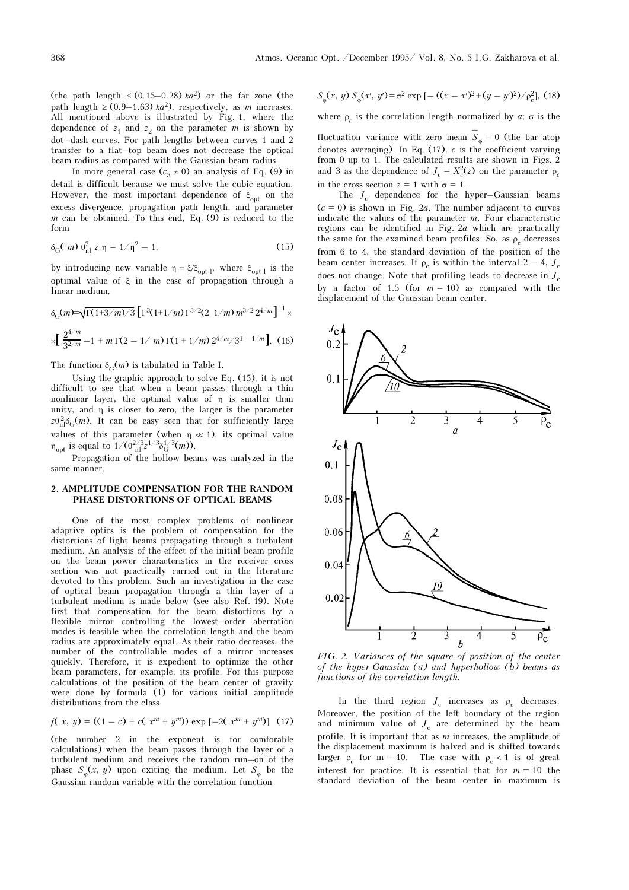(the path length $\le (0.15\text{–}0.28)\,ka^2$) or the far zone (the path length $\ge (0.9\text{–}1.63)\,ka^2$), respectively, as $m$ increases. All mentioned above is illustrated by Fig. 1, where the dependence of $z_1$ and $z_2$ on the parameter $m$ is shown by dot–dash curves. For path lengths between curves 1 and 2 transfer to a flat–top beam does not decrease the optical beam radius as compared with the Gaussian beam radius.

In more general case ($c_3 \ne 0$) an analysis of Eq. (9) in detail is difficult because we must solve the cubic equation. However, the most important dependence of $\xi_{\text{opt}}$ on the excess divergence, propagation path length, and parameter $m$ can be obtained. To this end, Eq. (9) is reduced to the form

$$\delta_G(m)\,\theta_{\text{nl}}^2\,z\,\eta = 1/\eta^2 - 1, \tag{15}$$

by introducing new variable $\eta = \xi/\xi_{\text{opt l}}$, where $\xi_{\text{opt l}}$ is the optimal value of $\xi$ in the case of propagation through a linear medium,

$$\delta_G(m) = \sqrt{\Gamma(1+3/m)/3}\,\left[\Gamma^3(1+1/m)\,\Gamma^{3/2}(2-1/m)\,m^{3/2}\,2^{4/m}\right]^{-1} \times$$

$$\times \left[\frac{2^{4/m}}{3^{2/m}} - 1 + m\,\Gamma(2-1/m)\,\Gamma(1+1/m)\,2^{4/m}/3^{3-1/m}\right]. \tag{16}$$

The function $\delta_G(m)$ is tabulated in Table I.

Using the graphic approach to solve Eq. (15), it is not difficult to see that when a beam passes through a thin nonlinear layer, the optimal value of $\eta$ is smaller than unity, and $\eta$ is closer to zero, the larger is the parameter $z\theta_{\text{nl}}^2\delta_G(m)$. It can be easy seen that for sufficiently large values of this parameter (when $\eta \ll 1$), its optimal value $\eta_{\text{opt}}$ is equal to $1/(\theta_{\text{nl}}^{2/3} z^{1/3} \delta_G^{1/3}(m))$.

Propagation of the hollow beams was analyzed in the same manner.

## 2. AMPLITUDE COMPENSATION FOR THE RANDOM PHASE DISTORTIONS OF OPTICAL BEAMS

One of the most complex problems of nonlinear adaptive optics is the problem of compensation for the distortions of light beams propagating through a turbulent medium. An analysis of the effect of the initial beam profile on the beam power characteristics in the receiver cross section was not practically carried out in the literature devoted to this problem. Such an investigation in the case of optical beam propagation through a thin layer of a turbulent medium is made below (see also Ref. 19). Note first that compensation for the beam distortions by a flexible mirror controlling the lowest–order aberration modes is feasible when the correlation length and the beam radius are approximately equal. As their ratio decreases, the number of the controllable modes of a mirror increases quickly. Therefore, it is expedient to optimize the other beam parameters, for example, its profile. For this purpose calculations of the position of the beam center of gravity were done by formula (1) for various initial amplitude distributions from the class

$$f(x, y) = ((1 - c) + c(x^m + y^m))\exp[-2(x^m + y^m)] \tag{17}$$

(the number 2 in the exponent is for comforable calculations) when the beam passes through the layer of a turbulent medium and receives the random run–on of the phase $S_\varphi(x, y)$ upon exiting the medium. Let $S_\varphi$ be the Gaussian random variable with the correlation function

$$S_\varphi(x, y)\,S_\varphi(x', y') = \sigma^2 \exp[-((x - x')^2 + (y - y')^2)/\rho_c^2], \tag{18}$$

where $\rho_c$ is the correlation length normalized by $a$; $\sigma$ is the fluctuation variance with zero mean $\overline{S}_\varphi = 0$ (the bar atop denotes averaging). In Eq. (17), $c$ is the coefficient varying from 0 up to 1. The calculated results are shown in Figs. 2 and 3 as the dependence of $J_c = X_c^2(z)$ on the parameter $\rho_c$ in the cross section $z = 1$ with $\sigma = 1$.

The $J_c$ dependence for the hyper–Gaussian beams ($c = 0$) is shown in Fig. 2$a$. The number adjacent to curves indicate the values of the parameter $m$. Four characteristic regions can be identified in Fig. 2$a$ which are practically the same for the examined beam profiles. So, as $\rho_c$ decreases from 6 to 4, the standard deviation of the position of the beam center increases. If $\rho_c$ is within the interval 2 – 4, $J_c$ does not change. Note that profiling leads to decrease in $J_c$ by a factor of 1.5 (for $m = 10$) as compared with the displacement of the Gaussian beam center.

$J_c$
0.2
0.1
2
6
10
1 2 3 4 5 $\rho_c$
$a$

$J_c$
0.1
0.08
0.06
0.04
0.02
6
2
10
1 2 3 4 5 $\rho_c$
$b$

*FIG. 2. Variances of the square of position of the center of the hyper-Gaussian (a) and hyperhollow (b) beams as functions of the correlation length.*

In the third region $J_c$ increases as $\rho_c$ decreases. Moreover, the position of the left boundary of the region and minimum value of $J_c$ are determined by the beam profile. It is important that as $m$ increases, the amplitude of the displacement maximum is halved and is shifted towards larger $\rho_c$ for m = 10. The case with $\rho_c < 1$ is of great interest for practice. It is essential that for $m = 10$ the standard deviation of the beam center in maximum is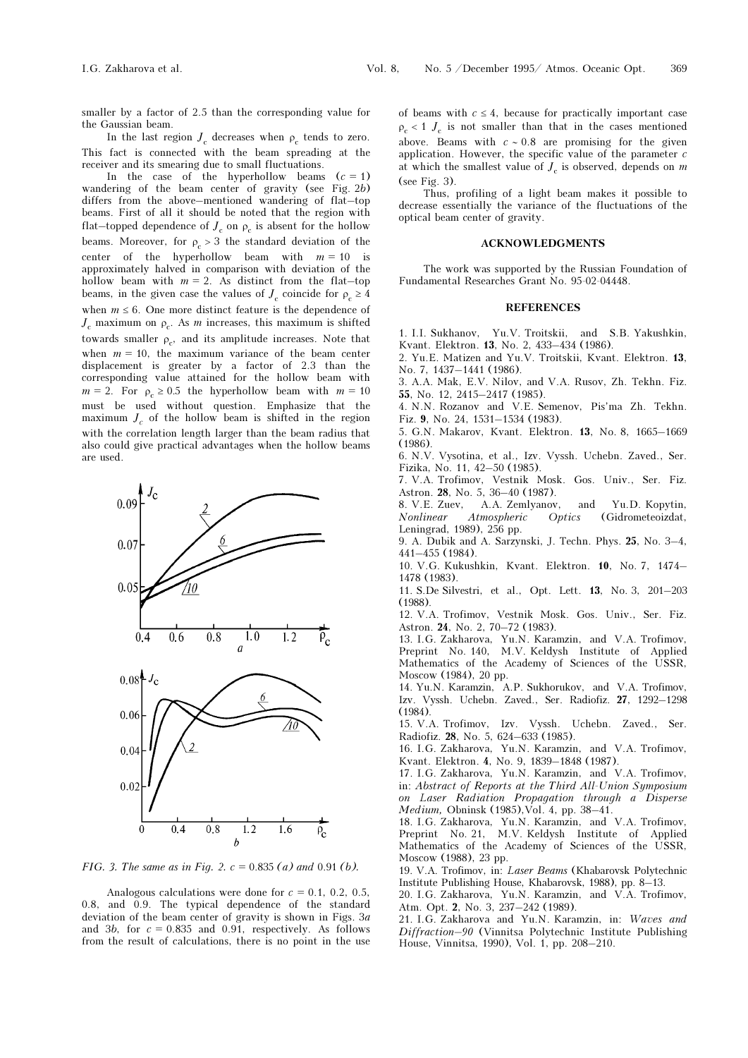smaller by a factor of 2.5 than the corresponding value for the Gaussian beam.

In the last region $J_c$ decreases when $\rho_c$ tends to zero. This fact is connected with the beam spreading at the receiver and its smearing due to small fluctuations.

In the case of the hyperhollow beams ($c = 1$) wandering of the beam center of gravity (see Fig. 2*b*) differs from the above–mentioned wandering of flat–top beams. First of all it should be noted that the region with flat–topped dependence of $J_c$ on $\rho_c$ is absent for the hollow beams. Moreover, for $\rho_c > 3$ the standard deviation of the center of the hyperhollow beam with $m = 10$ is approximately halved in comparison with deviation of the hollow beam with $m = 2$. As distinct from the flat–top beams, in the given case the values of $J_c$ coincide for $\rho_c \geq 4$ when $m \leq 6$. One more distinct feature is the dependence of $J_c$ maximum on $\rho_c$. As $m$ increases, this maximum is shifted towards smaller $\rho_c$, and its amplitude increases. Note that when $m = 10$, the maximum variance of the beam center displacement is greater by a factor of 2.3 than the corresponding value attained for the hollow beam with $m = 2$. For $\rho_c \geq 0.5$ the hyperhollow beam with $m = 10$ must be used without question. Emphasize that the maximum $J_c$ of the hollow beam is shifted in the region with the correlation length larger than the beam radius that also could give practical advantages when the hollow beams are used.

$J_c$
0.09
0.07
0.05
2
6
10
0.4 0.6 0.8 1.0 1.2 $\rho_c$
*a*

0.08 $J_c$
0.06
0.04
0.02
6
10
2
0 0.4 0.8 1.2 1.6 $\rho_c$
*b*

*FIG. 3. The same as in Fig. 2. $c$ = 0.835 (a) and 0.91 (b).*

Analogous calculations were done for $c$ = 0.1, 0.2, 0.5, 0.8, and 0.9. The typical dependence of the standard deviation of the beam center of gravity is shown in Figs. 3*a* and 3*b*, for $c$ = 0.835 and 0.91, respectively. As follows from the result of calculations, there is no point in the use of beams with $c \leq 4$, because for practically important case $\rho_c < 1$ $J_c$ is not smaller than that in the cases mentioned above. Beams with $c \sim 0.8$ are promising for the given application. However, the specific value of the parameter $c$ at which the smallest value of $J_c$ is observed, depends on $m$ (see Fig. 3).

Thus, profiling of a light beam makes it possible to decrease essentially the variance of the fluctuations of the optical beam center of gravity.

## ACKNOWLEDGMENTS

The work was supported by the Russian Foundation of Fundamental Researches Grant No. 95-02-04448.

## REFERENCES

1. I.I. Sukhanov, Yu.V. Troitskii, and S.B. Yakushkin, Kvant. Elektron. **13**, No. 2, 433–434 (1986).
2. Yu.E. Matizen and Yu.V. Troitskii, Kvant. Elektron. **13**, No. 7, 1437–1441 (1986).
3. A.A. Mak, E.V. Nilov, and V.A. Rusov, Zh. Tekhn. Fiz. **55**, No. 12, 2415–2417 (1985).
4. N.N. Rozanov and V.E. Semenov, Pis'ma Zh. Tekhn. Fiz. **9**, No. 24, 1531–1534 (1983).
5. G.N. Makarov, Kvant. Elektron. **13**, No. 8, 1665–1669 (1986).
6. N.V. Vysotina, et al., Izv. Vyssh. Uchebn. Zaved., Ser. Fizika, No. 11, 42–50 (1985).
7. V.A. Trofimov, Vestnik Mosk. Gos. Univ., Ser. Fiz. Astron. **28**, No. 5, 36–40 (1987).
8. V.E. Zuev, A.A. Zemlyanov, and Yu.D. Kopytin, *Nonlinear Atmospheric Optics* (Gidrometeoizdat, Leningrad, 1989), 256 pp.
9. A. Dubik and A. Sarzynski, J. Techn. Phys. **25**, No. 3–4, 441–455 (1984).
10. V.G. Kukushkin, Kvant. Elektron. **10**, No. 7, 1474–1478 (1983).
11. S.De Silvestri, et al., Opt. Lett. **13**, No. 3, 201–203 (1988).
12. V.A. Trofimov, Vestnik Mosk. Gos. Univ., Ser. Fiz. Astron. **24**, No. 2, 70–72 (1983).
13. I.G. Zakharova, Yu.N. Karamzin, and V.A. Trofimov, Preprint No. 140, M.V. Keldysh Institute of Applied Mathematics of the Academy of Sciences of the USSR, Moscow (1984), 20 pp.
14. Yu.N. Karamzin, A.P. Sukhorukov, and V.A. Trofimov, Izv. Vyssh. Uchebn. Zaved., Ser. Radiofiz. **27**, 1292–1298 (1984).
15. V.A. Trofimov, Izv. Vyssh. Uchebn. Zaved., Ser. Radiofiz. **28**, No. 5, 624–633 (1985).
16. I.G. Zakharova, Yu.N. Karamzin, and V.A. Trofimov, Kvant. Elektron. **4**, No. 9, 1839–1848 (1987).
17. I.G. Zakharova, Yu.N. Karamzin, and V.A. Trofimov, in: *Abstract of Reports at the Third All-Union Symposium on Laser Radiation Propagation through a Disperse Medium,* Obninsk (1985),Vol. 4, pp. 38–41.
18. I.G. Zakharova, Yu.N. Karamzin, and V.A. Trofimov, Preprint No. 21, M.V. Keldysh Institute of Applied Mathematics of the Academy of Sciences of the USSR, Moscow (1988), 23 pp.
19. V.A. Trofimov, in: *Laser Beams* (Khabarovsk Polytechnic Institute Publishing House, Khabarovsk, 1988), pp. 8–13.
20. I.G. Zakharova, Yu.N. Karamzin, and V.A. Trofimov, Atm. Opt. **2**, No. 3, 237–242 (1989).
21. I.G. Zakharova and Yu.N. Karamzin, in: *Waves and Diffraction–90* (Vinnitsa Polytechnic Institute Publishing House, Vinnitsa, 1990), Vol. 1, pp. 208–210.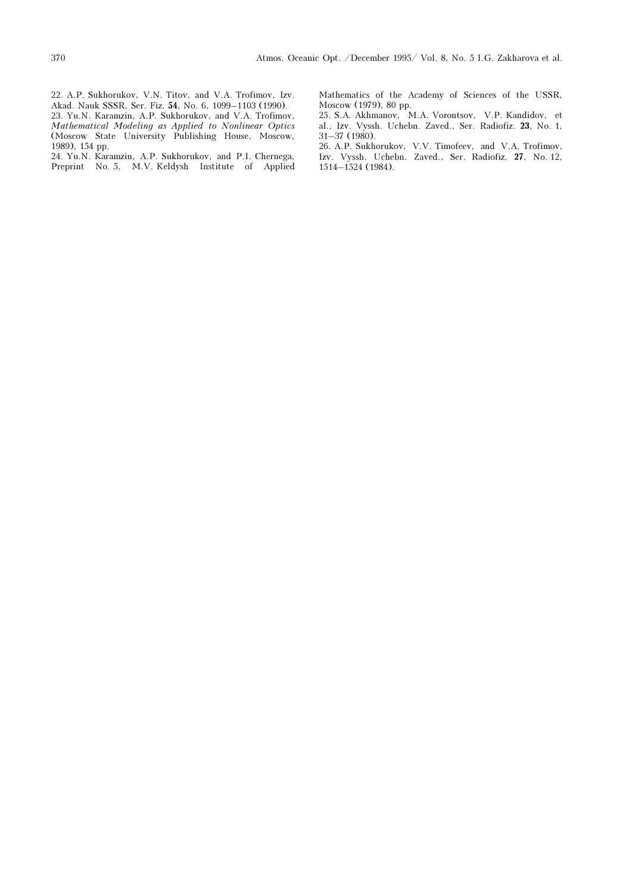22. A.P. Sukhorukov, V.N. Titov, and V.A. Trofimov, Izv. Akad. Nauk SSSR, Ser. Fiz. **54**, No. 6, 1099–1103 (1990).

23. Yu.N. Karamzin, A.P. Sukhorukov, and V.A. Trofimov, *Mathematical Modeling as Applied to Nonlinear Optics* (Moscow State University Publishing House, Moscow, 1989), 154 pp.

24. Yu.N. Karamzin, A.P. Sukhorukov, and P.I. Chernega, Preprint No. 5, M.V. Keldysh Institute of Applied Mathematics of the Academy of Sciences of the USSR, Moscow (1979), 80 pp.

25. S.A. Akhmanov, M.A. Vorontsov, V.P. Kandidov, et al., Izv. Vyssh. Uchebn. Zaved., Ser. Radiofiz. **23**, No. 1, 31–37 (1980).

26. A.P. Sukhorukov, V.V. Timofeev, and V.A. Trofimov, Izv. Vyssh. Uchebn. Zaved., Ser. Radiofiz. **27**, No. 12, 1514–1524 (1984).